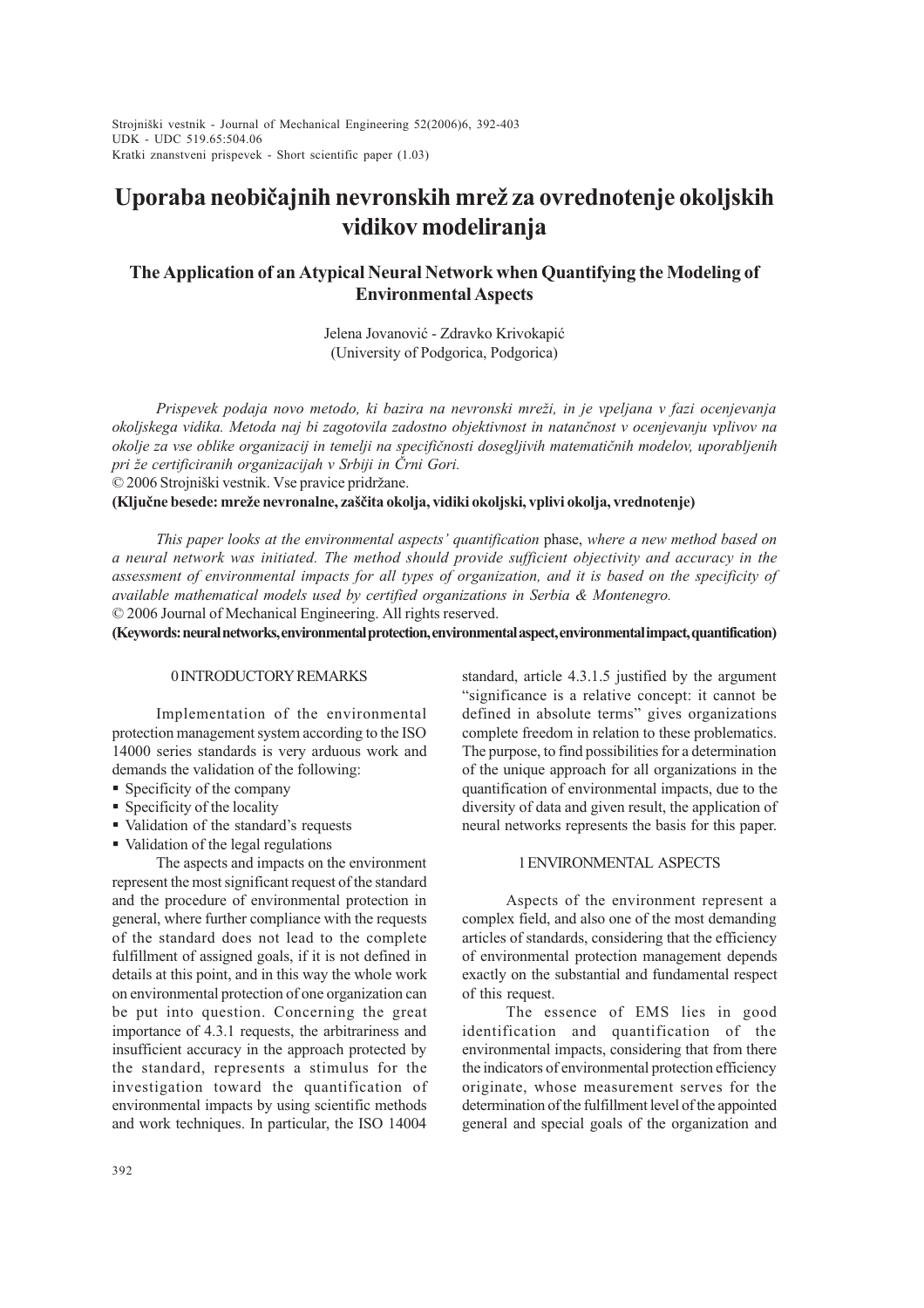Strojniški vestnik - Journal of Mechanical Engineering 52(2006)6, 392-403
UDK - UDC 519.65:504.06
Kratki znanstveni prispevek - Short scientific paper (1.03)

# Uporaba neobičajnih nevronskih mrež za ovrednotenje okoljskih vidikov modeliranja

## The Application of an Atypical Neural Network when Quantifying the Modeling of Environmental Aspects

Jelena Jovanović - Zdravko Krivokapić
(University of Podgorica, Podgorica)

*Prispevek podaja novo metodo, ki bazira na nevronski mreži, in je vpeljana v fazi ocenjevanja okoljskega vidika. Metoda naj bi zagotovila zadostno objektivnost in natančnost v ocenjevanju vplivov na okolje za vse oblike organizacij in temelji na specifičnosti dosegljivih matematičnih modelov, uporabljenih pri že certificiranih organizacijah v Srbiji in Črni Gori.*

© 2006 Strojniški vestnik. Vse pravice pridržane.

**(Ključne besede: mreže nevronalne, zaščita okolja, vidiki okoljski, vplivi okolja, vrednotenje)**

*This paper looks at the environmental aspects' quantification* phase, *where a new method based on a neural network was initiated. The method should provide sufficient objectivity and accuracy in the assessment of environmental impacts for all types of organization, and it is based on the specificity of available mathematical models used by certified organizations in Serbia & Montenegro.*

© 2006 Journal of Mechanical Engineering. All rights reserved.

**(Keywords: neural networks, environmental protection, environmental aspect, environmental impact, quantification)**

### 0 INTRODUCTORY REMARKS

Implementation of the environmental protection management system according to the ISO 14000 series standards is very arduous work and demands the validation of the following:

- Specificity of the company
- Specificity of the locality
- Validation of the standard's requests
- Validation of the legal regulations

The aspects and impacts on the environment represent the most significant request of the standard and the procedure of environmental protection in general, where further compliance with the requests of the standard does not lead to the complete fulfillment of assigned goals, if it is not defined in details at this point, and in this way the whole work on environmental protection of one organization can be put into question. Concerning the great importance of 4.3.1 requests, the arbitrariness and insufficient accuracy in the approach protected by the standard, represents a stimulus for the investigation toward the quantification of environmental impacts by using scientific methods and work techniques. In particular, the ISO 14004 standard, article 4.3.1.5 justified by the argument "significance is a relative concept: it cannot be defined in absolute terms" gives organizations complete freedom in relation to these problematics. The purpose, to find possibilities for a determination of the unique approach for all organizations in the quantification of environmental impacts, due to the diversity of data and given result, the application of neural networks represents the basis for this paper.

### 1 ENVIRONMENTAL ASPECTS

Aspects of the environment represent a complex field, and also one of the most demanding articles of standards, considering that the efficiency of environmental protection management depends exactly on the substantial and fundamental respect of this request.

The essence of EMS lies in good identification and quantification of the environmental impacts, considering that from there the indicators of environmental protection efficiency originate, whose measurement serves for the determination of the fulfillment level of the appointed general and special goals of the organization and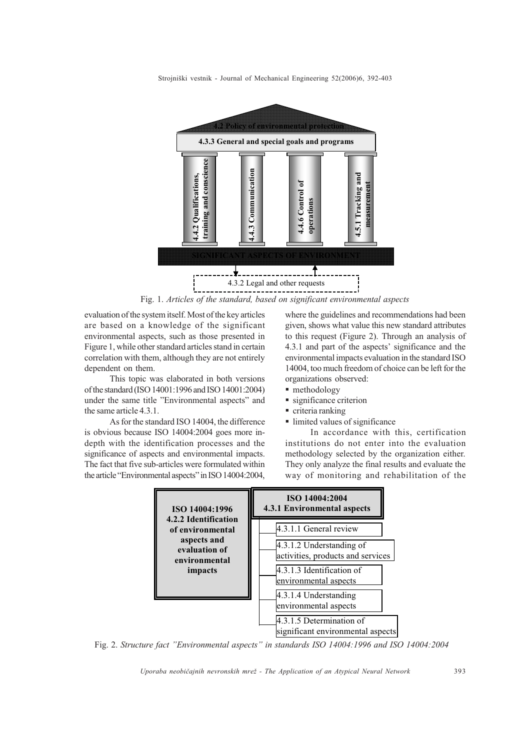4.2 Policy of environmental protection

4.3.3 General and special goals and programs

4.4.2 Qualifications, training and conscience

4.4.3 Communication

4.4.6 Control of operations

4.5.1 Tracking and measurement

SIGNIFICANT ASPECTS OF ENVIRONMENT

4.3.2 Legal and other requests

Fig. 1. *Articles of the standard, based on significant environmental aspects*

evaluation of the system itself. Most of the key articles are based on a knowledge of the significant environmental aspects, such as those presented in Figure 1, while other standard articles stand in certain correlation with them, although they are not entirely dependent on them.

This topic was elaborated in both versions of the standard (ISO 14001:1996 and ISO 14001:2004) under the same title "Environmental aspects" and the same article 4.3.1.

As for the standard ISO 14004, the difference is obvious because ISO 14004:2004 goes more in-depth with the identification processes and the significance of aspects and environmental impacts. The fact that five sub-articles were formulated within the article "Environmental aspects" in ISO 14004:2004, where the guidelines and recommendations had been given, shows what value this new standard attributes to this request (Figure 2). Through an analysis of 4.3.1 and part of the aspects' significance and the environmental impacts evaluation in the standard ISO 14004, too much freedom of choice can be left for the organizations observed:

- methodology
- significance criterion
- criteria ranking
- limited values of significance

In accordance with this, certification institutions do not enter into the evaluation methodology selected by the organization either. They only analyze the final results and evaluate the way of monitoring and rehabilitation of the

**ISO 14004:1996**
**4.2.2 Identification of environmental aspects and evaluation of environmental impacts**

**ISO 14004:2004**
**4.3.1 Environmental aspects**

- 4.3.1.1 General review
- 4.3.1.2 Understanding of activities, products and services
- 4.3.1.3 Identification of environmental aspects
- 4.3.1.4 Understanding environmental aspects
- 4.3.1.5 Determination of significant environmental aspects

Fig. 2. *Structure fact "Environmental aspects" in standards ISO 14004:1996 and ISO 14004:2004*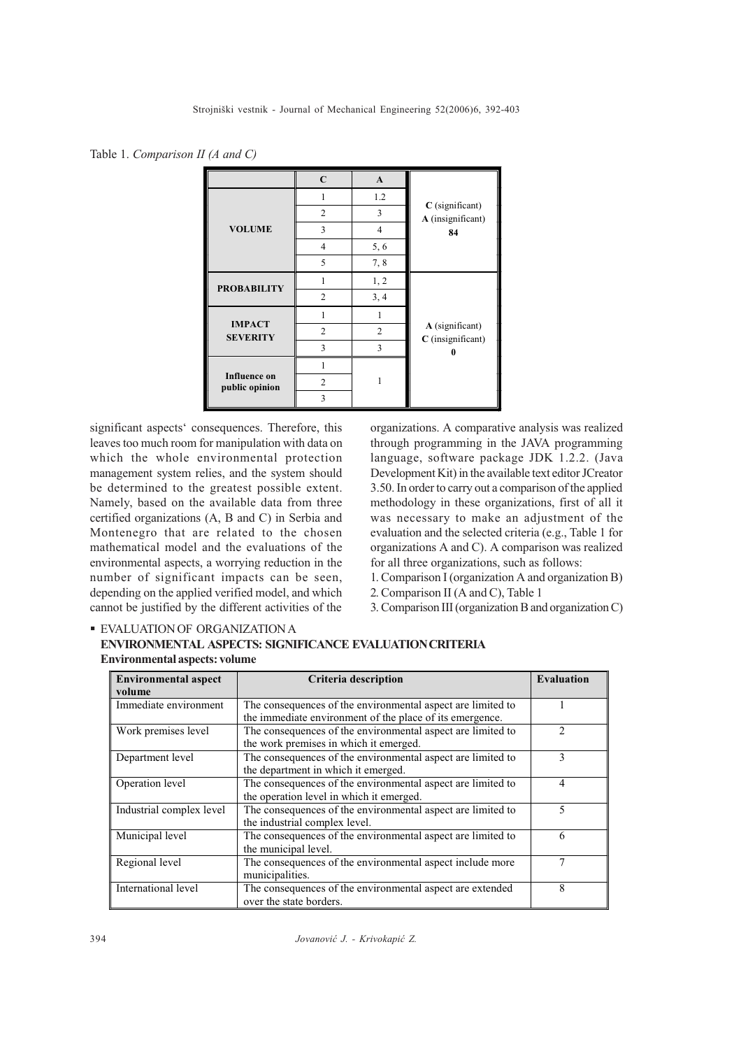Table 1. *Comparison II (A and C)*

| | C | A | |
|---|---|---|---|
| VOLUME | 1 | 1.2 | **C** (significant) **A** (insignificant) **84** |
| | 2 | 3 | |
| | 3 | 4 | |
| | 4 | 5, 6 | |
| | 5 | 7, 8 | |
| PROBABILITY | 1 | 1, 2 | **A** (significant) **C** (insignificant) **0** |
| | 2 | 3, 4 | |
| IMPACT SEVERITY | 1 | 1 | |
| | 2 | 2 | |
| | 3 | 3 | |
| Influence on public opinion | 1 | 1 | |
| | 2 | | |
| | 3 | | |

significant aspects' consequences. Therefore, this leaves too much room for manipulation with data on which the whole environmental protection management system relies, and the system should be determined to the greatest possible extent. Namely, based on the available data from three certified organizations (A, B and C) in Serbia and Montenegro that are related to the chosen mathematical model and the evaluations of the environmental aspects, a worrying reduction in the number of significant impacts can be seen, depending on the applied verified model, and which cannot be justified by the different activities of the organizations. A comparative analysis was realized through programming in the JAVA programming language, software package JDK 1.2.2. (Java Development Kit) in the available text editor JCreator 3.50. In order to carry out a comparison of the applied methodology in these organizations, first of all it was necessary to make an adjustment of the evaluation and the selected criteria (e.g., Table 1 for organizations A and C). A comparison was realized for all three organizations, such as follows:

1. Comparison I (organization A and organization B)
2. Comparison II (A and C), Table 1
3. Comparison III (organization B and organization C)

- EVALUATION OF ORGANIZATION A

**ENVIRONMENTAL ASPECTS: SIGNIFICANCE EVALUATION CRITERIA**

**Environmental aspects: volume**

| Environmental aspect volume | Criteria description | Evaluation |
|---|---|---|
| Immediate environment | The consequences of the environmental aspect are limited to the immediate environment of the place of its emergence. | 1 |
| Work premises level | The consequences of the environmental aspect are limited to the work premises in which it emerged. | 2 |
| Department level | The consequences of the environmental aspect are limited to the department in which it emerged. | 3 |
| Operation level | The consequences of the environmental aspect are limited to the operation level in which it emerged. | 4 |
| Industrial complex level | The consequences of the environmental aspect are limited to the industrial complex level. | 5 |
| Municipal level | The consequences of the environmental aspect are limited to the municipal level. | 6 |
| Regional level | The consequences of the environmental aspect include more municipalities. | 7 |
| International level | The consequences of the environmental aspect are extended over the state borders. | 8 |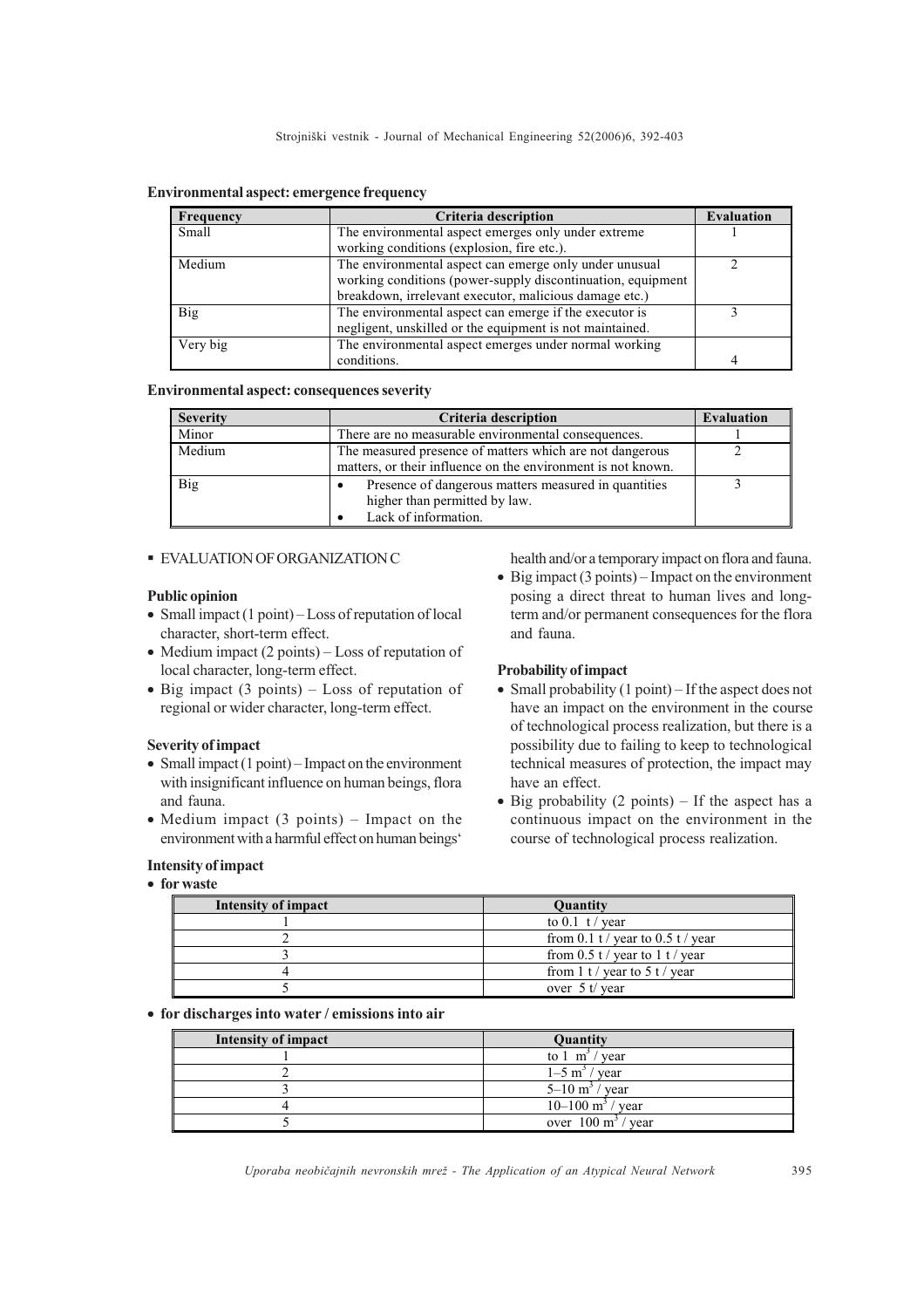**Environmental aspect: emergence frequency**

| Frequency | Criteria description | Evaluation |
|---|---|---|
| Small | The environmental aspect emerges only under extreme working conditions (explosion, fire etc.). | 1 |
| Medium | The environmental aspect can emerge only under unusual working conditions (power-supply discontinuation, equipment breakdown, irrelevant executor, malicious damage etc.) | 2 |
| Big | The environmental aspect can emerge if the executor is negligent, unskilled or the equipment is not maintained. | 3 |
| Very big | The environmental aspect emerges under normal working conditions. | 4 |

**Environmental aspect: consequences severity**

| Severity | Criteria description | Evaluation |
|---|---|---|
| Minor | There are no measurable environmental consequences. | 1 |
| Medium | The measured presence of matters which are not dangerous matters, or their influence on the environment is not known. | 2 |
| Big | • Presence of dangerous matters measured in quantities higher than permitted by law. • Lack of information. | 3 |

- EVALUATION OF ORGANIZATION C

**Public opinion**

- Small impact (1 point) – Loss of reputation of local character, short-term effect.
- Medium impact (2 points) – Loss of reputation of local character, long-term effect.
- Big impact (3 points) – Loss of reputation of regional or wider character, long-term effect.

**Severity of impact**

- Small impact (1 point) – Impact on the environment with insignificant influence on human beings, flora and fauna.
- Medium impact (3 points) – Impact on the environment with a harmful effect on human beings' health and/or a temporary impact on flora and fauna.
- Big impact (3 points) – Impact on the environment posing a direct threat to human lives and long-term and/or permanent consequences for the flora and fauna.

**Probability of impact**

- Small probability (1 point) – If the aspect does not have an impact on the environment in the course of technological process realization, but there is a possibility due to failing to keep to technological technical measures of protection, the impact may have an effect.
- Big probability (2 points) – If the aspect has a continuous impact on the environment in the course of technological process realization.

**Intensity of impact**

- **for waste**

| Intensity of impact | Quantity |
|---|---|
| 1 | to 0.1 t / year |
| 2 | from 0.1 t / year to 0.5 t / year |
| 3 | from 0.5 t / year to 1 t / year |
| 4 | from 1 t / year to 5 t / year |
| 5 | over 5 t/ year |

- **for discharges into water / emissions into air**

| Intensity of impact | Quantity |
|---|---|
| 1 | to 1 $m^3$ / year |
| 2 | 1–5 $m^3$ / year |
| 3 | 5–10 $m^3$ / year |
| 4 | 10–100 $m^3$ / year |
| 5 | over 100 $m^3$ / year |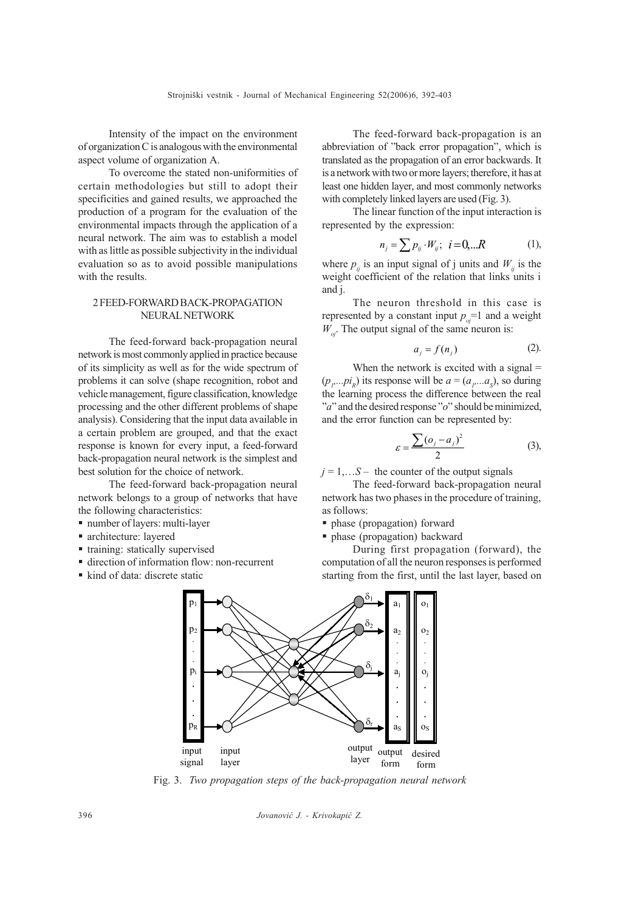Intensity of the impact on the environment of organization C is analogous with the environmental aspect volume of organization A.

To overcome the stated non-uniformities of certain methodologies but still to adopt their specificities and gained results, we approached the production of a program for the evaluation of the environmental impacts through the application of a neural network. The aim was to establish a model with as little as possible subjectivity in the individual evaluation so as to avoid possible manipulations with the results.

## 2 FEED-FORWARD BACK-PROPAGATION NEURAL NETWORK

The feed-forward back-propagation neural network is most commonly applied in practice because of its simplicity as well as for the wide spectrum of problems it can solve (shape recognition, robot and vehicle management, figure classification, knowledge processing and the other different problems of shape analysis). Considering that the input data available in a certain problem are grouped, and that the exact response is known for every input, a feed-forward back-propagation neural network is the simplest and best solution for the choice of network.

The feed-forward back-propagation neural network belongs to a group of networks that have the following characteristics:

- number of layers: multi-layer
- architecture: layered
- training: statically supervised
- direction of information flow: non-recurrent
- kind of data: discrete static

The feed-forward back-propagation is an abbreviation of "back error propagation", which is translated as the propagation of an error backwards. It is a network with two or more layers; therefore, it has at least one hidden layer, and most commonly networks with completely linked layers are used (Fig. 3).

The linear function of the input interaction is represented by the expression:

$$n_j = \sum p_{ij} \cdot W_{ij}; \;\; i = 0,...R \tag{1}$$

where $p_{ij}$ is an input signal of j units and $W_{ij}$ is the weight coefficient of the relation that links units i and j.

The neuron threshold in this case is represented by a constant input $p_{oj}$=1 and a weight $W_{oj}$. The output signal of the same neuron is:

$$a_j = f(n_j) \tag{2}$$

When the network is excited with a signal = $(p_1,...pi_R)$ its response will be $a = (a_1,...a_S)$, so during the learning process the difference between the real "$a$" and the desired response "$o$" should be minimized, and the error function can be represented by:

$$\varepsilon = \frac{\sum (o_j - a_j)^2}{2} \tag{3}$$

$j = 1,...S$ – the counter of the output signals

The feed-forward back-propagation neural network has two phases in the procedure of training, as follows:

- phase (propagation) forward
- phase (propagation) backward

During first propagation (forward), the computation of all the neuron responses is performed starting from the first, until the last layer, based on

Fig. 3. *Two propagation steps of the back-propagation neural network*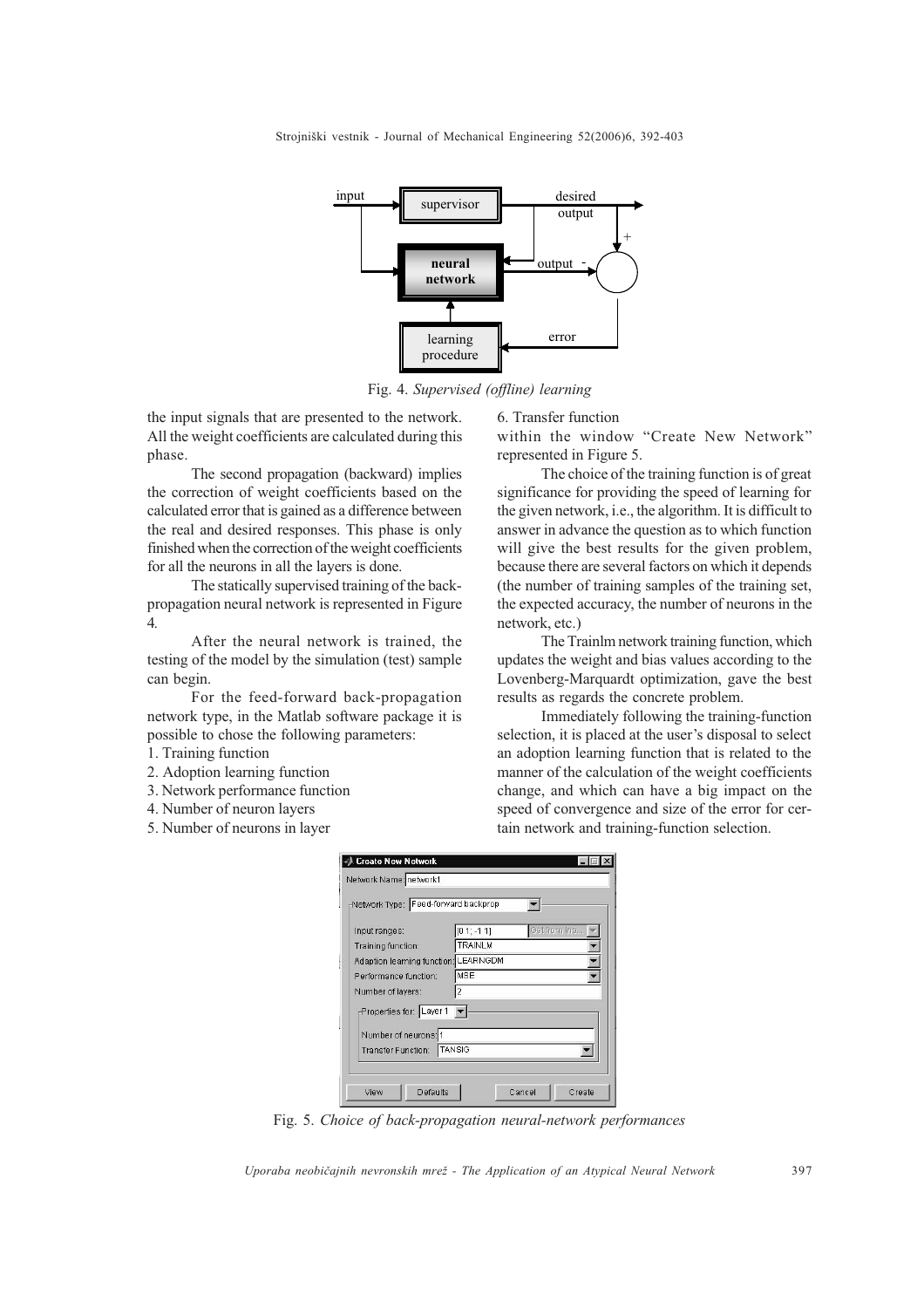Fig. 4. *Supervised (offline) learning*

the input signals that are presented to the network. All the weight coefficients are calculated during this phase.

The second propagation (backward) implies the correction of weight coefficients based on the calculated error that is gained as a difference between the real and desired responses. This phase is only finished when the correction of the weight coefficients for all the neurons in all the layers is done.

The statically supervised training of the back-propagation neural network is represented in Figure 4.

After the neural network is trained, the testing of the model by the simulation (test) sample can begin.

For the feed-forward back-propagation network type, in the Matlab software package it is possible to chose the following parameters:

1. Training function
2. Adoption learning function
3. Network performance function
4. Number of neuron layers
5. Number of neurons in layer
6. Transfer function

within the window "Create New Network" represented in Figure 5.

The choice of the training function is of great significance for providing the speed of learning for the given network, i.e., the algorithm. It is difficult to answer in advance the question as to which function will give the best results for the given problem, because there are several factors on which it depends (the number of training samples of the training set, the expected accuracy, the number of neurons in the network, etc.)

The Trainlm network training function, which updates the weight and bias values according to the Lovenberg-Marquardt optimization, gave the best results as regards the concrete problem.

Immediately following the training-function selection, it is placed at the user's disposal to select an adoption learning function that is related to the manner of the calculation of the weight coefficients change, and which can have a big impact on the speed of convergence and size of the error for certain network and training-function selection.

Fig. 5. *Choice of back-propagation neural-network performances*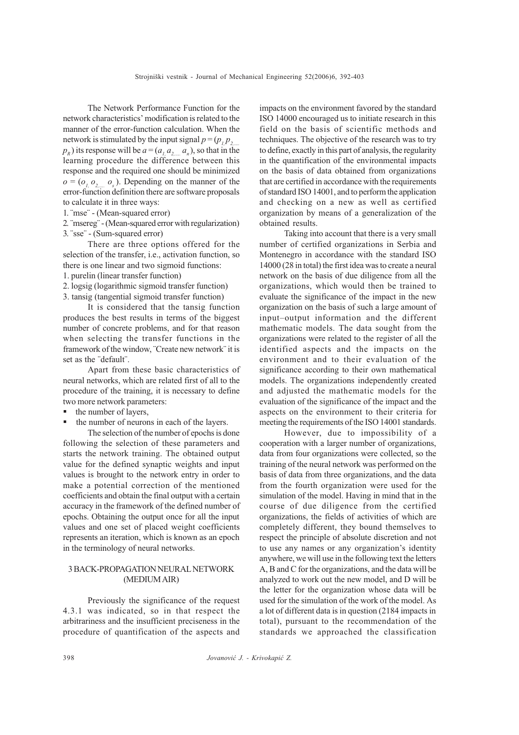The Network Performance Function for the network characteristics' modification is related to the manner of the error-function calculation. When the network is stimulated by the input signal $p = (p_1, p_2, ..., p_R)$ its response will be $a = (a_1, a_2, ..., a_n)$, so that in the learning procedure the difference between this response and the required one should be minimized $o = (o_1, o_2, ..., o_s)$. Depending on the manner of the error-function definition there are software proposals to calculate it in three ways:

1. ¨mse¨ - (Mean-squared error)
2. ¨msereg¨ - (Mean-squared error with regularization)
3. ¨sse¨ - (Sum-squared error)

There are three options offered for the selection of the transfer, i.e., activation function, so there is one linear and two sigmoid functions:

1. purelin (linear transfer function)
2. logsig (logarithmic sigmoid transfer function)
3. tansig (tangential sigmoid transfer function)

It is considered that the tansig function produces the best results in terms of the biggest number of concrete problems, and for that reason when selecting the transfer functions in the framework of the window, ¨Create new network¨ it is set as the ¨default¨.

Apart from these basic characteristics of neural networks, which are related first of all to the procedure of the training, it is necessary to define two more network parameters:

- the number of layers,
- the number of neurons in each of the layers.

The selection of the number of epochs is done following the selection of these parameters and starts the network training. The obtained output value for the defined synaptic weights and input values is brought to the network entry in order to make a potential correction of the mentioned coefficients and obtain the final output with a certain accuracy in the framework of the defined number of epochs. Obtaining the output once for all the input values and one set of placed weight coefficients represents an iteration, which is known as an epoch in the terminology of neural networks.

## 3 BACK-PROPAGATION NEURAL NETWORK (MEDIUM AIR)

Previously the significance of the request 4.3.1 was indicated, so in that respect the arbitrariness and the insufficient preciseness in the procedure of quantification of the aspects and impacts on the environment favored by the standard ISO 14000 encouraged us to initiate research in this field on the basis of scientific methods and techniques. The objective of the research was to try to define, exactly in this part of analysis, the regularity in the quantification of the environmental impacts on the basis of data obtained from organizations that are certified in accordance with the requirements of standard ISO 14001, and to perform the application and checking on a new as well as certified organization by means of a generalization of the obtained results.

Taking into account that there is a very small number of certified organizations in Serbia and Montenegro in accordance with the standard ISO 14000 (28 in total) the first idea was to create a neural network on the basis of due diligence from all the organizations, which would then be trained to evaluate the significance of the impact in the new organization on the basis of such a large amount of input–output information and the different mathematic models. The data sought from the organizations were related to the register of all the identified aspects and the impacts on the environment and to their evaluation of the significance according to their own mathematical models. The organizations independently created and adjusted the mathematic models for the evaluation of the significance of the impact and the aspects on the environment to their criteria for meeting the requirements of the ISO 14001 standards.

However, due to impossibility of a cooperation with a larger number of organizations, data from four organizations were collected, so the training of the neural network was performed on the basis of data from three organizations, and the data from the fourth organization were used for the simulation of the model. Having in mind that in the course of due diligence from the certified organizations, the fields of activities of which are completely different, they bound themselves to respect the principle of absolute discretion and not to use any names or any organization's identity anywhere, we will use in the following text the letters A, B and C for the organizations, and the data will be analyzed to work out the new model, and D will be the letter for the organization whose data will be used for the simulation of the work of the model. As a lot of different data is in question (2184 impacts in total), pursuant to the recommendation of the standards we approached the classification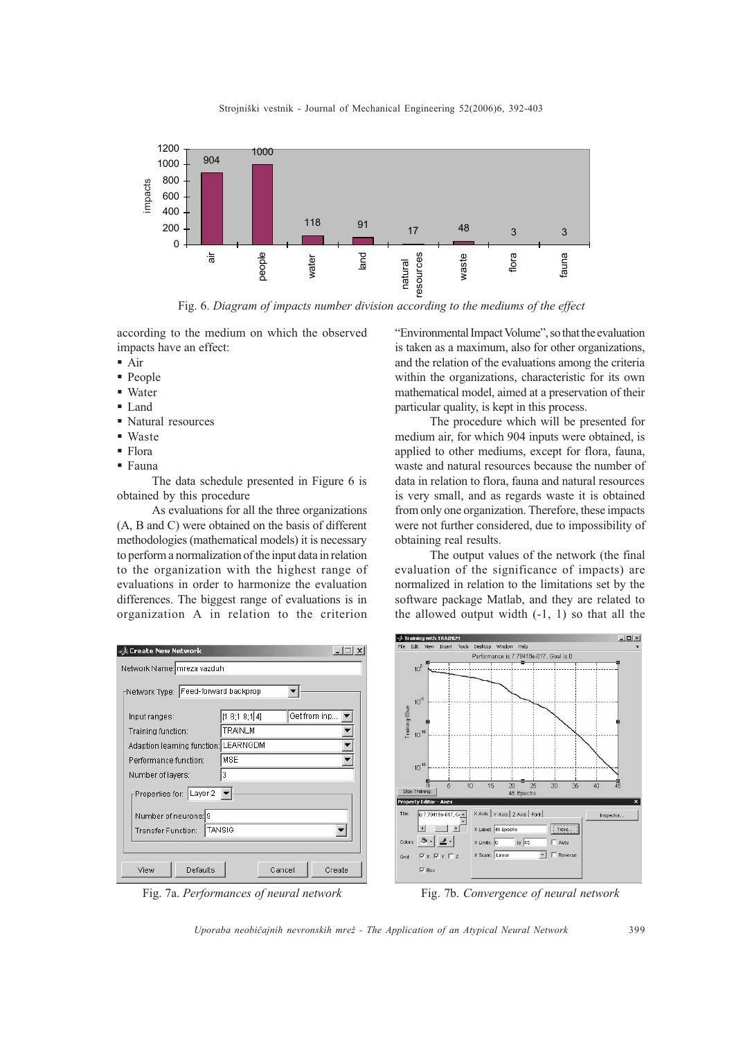Fig. 6. *Diagram of impacts number division according to the mediums of the effect*

according to the medium on which the observed impacts have an effect:

- Air
- People
- Water
- Land
- Natural resources
- Waste
- Flora
- Fauna

The data schedule presented in Figure 6 is obtained by this procedure

As evaluations for all the three organizations (A, B and C) were obtained on the basis of different methodologies (mathematical models) it is necessary to perform a normalization of the input data in relation to the organization with the highest range of evaluations in order to harmonize the evaluation differences. The biggest range of evaluations is in organization A in relation to the criterion "Environmental Impact Volume", so that the evaluation is taken as a maximum, also for other organizations, and the relation of the evaluations among the criteria within the organizations, characteristic for its own mathematical model, aimed at a preservation of their particular quality, is kept in this process.

The procedure which will be presented for medium air, for which 904 inputs were obtained, is applied to other mediums, except for flora, fauna, waste and natural resources because the number of data in relation to flora, fauna and natural resources is very small, and as regards waste it is obtained from only one organization. Therefore, these impacts were not further considered, due to impossibility of obtaining real results.

The output values of the network (the final evaluation of the significance of impacts) are normalized in relation to the limitations set by the software package Matlab, and they are related to the allowed output width (-1, 1) so that all the

Fig. 7a. *Performances of neural network*

Fig. 7b. *Convergence of neural network*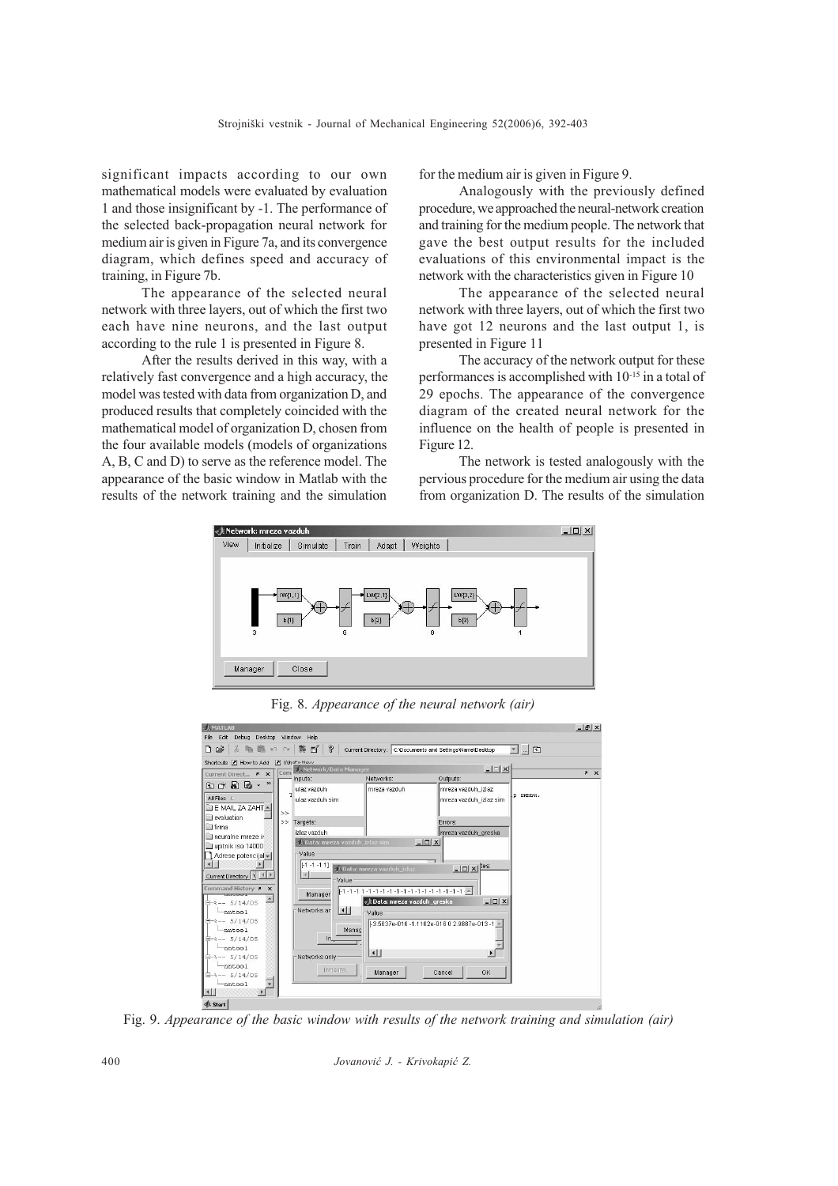significant impacts according to our own mathematical models were evaluated by evaluation 1 and those insignificant by -1. The performance of the selected back-propagation neural network for medium air is given in Figure 7a, and its convergence diagram, which defines speed and accuracy of training, in Figure 7b.

The appearance of the selected neural network with three layers, out of which the first two each have nine neurons, and the last output according to the rule 1 is presented in Figure 8.

After the results derived in this way, with a relatively fast convergence and a high accuracy, the model was tested with data from organization D, and produced results that completely coincided with the mathematical model of organization D, chosen from the four available models (models of organizations A, B, C and D) to serve as the reference model. The appearance of the basic window in Matlab with the results of the network training and the simulation for the medium air is given in Figure 9.

Analogously with the previously defined procedure, we approached the neural-network creation and training for the medium people. The network that gave the best output results for the included evaluations of this environmental impact is the network with the characteristics given in Figure 10

The appearance of the selected neural network with three layers, out of which the first two have got 12 neurons and the last output 1, is presented in Figure 11

The accuracy of the network output for these performances is accomplished with $10^{-15}$ in a total of 29 epochs. The appearance of the convergence diagram of the created neural network for the influence on the health of people is presented in Figure 12.

The network is tested analogously with the pervious procedure for the medium air using the data from organization D. The results of the simulation

Fig. 8. *Appearance of the neural network (air)*

Fig. 9. *Appearance of the basic window with results of the network training and simulation (air)*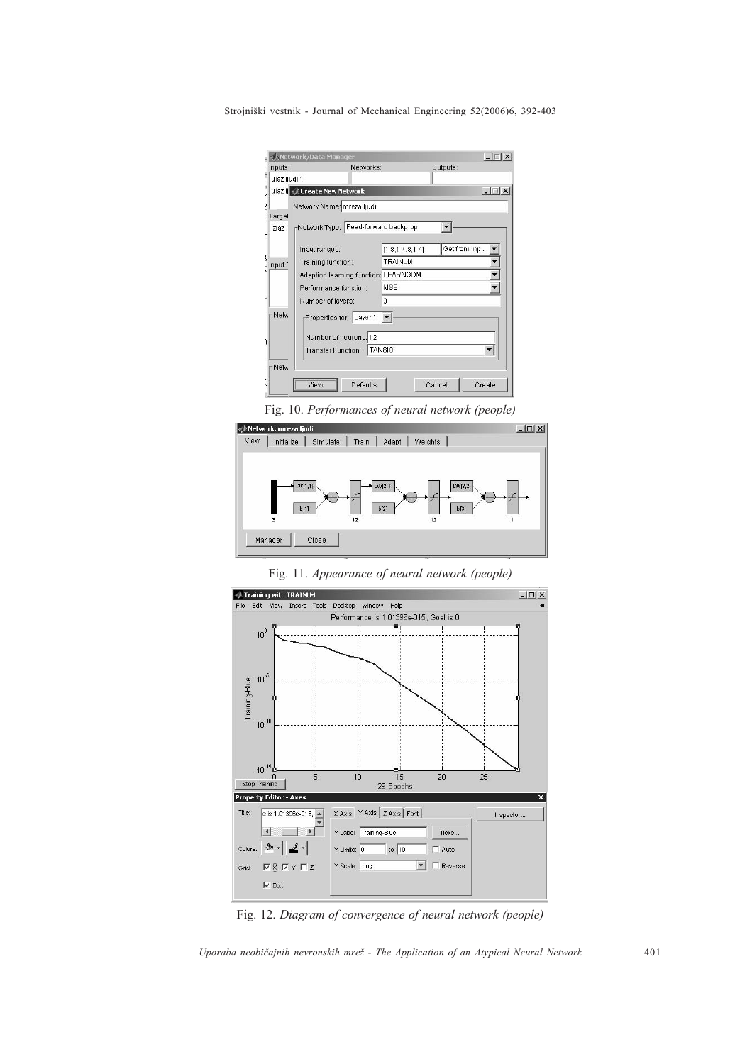Fig. 10. *Performances of neural network (people)*

Fig. 11. *Appearance of neural network (people)*

Fig. 12. *Diagram of convergence of neural network (people)*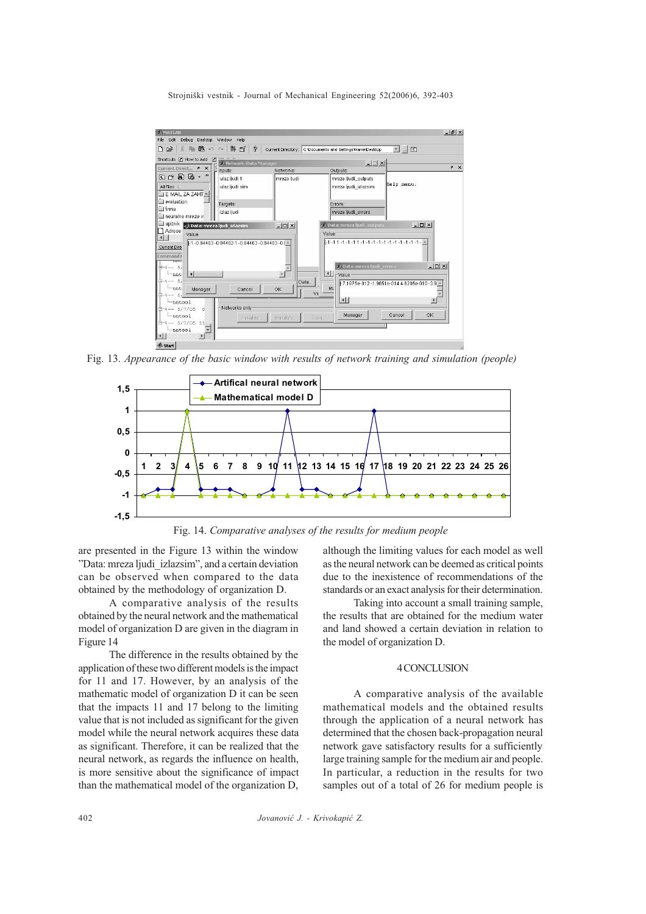Fig. 13. *Appearance of the basic window with results of network training and simulation (people)*

Fig. 14. *Comparative analyses of the results for medium people*

are presented in the Figure 13 within the window "Data: mreza ljudi_izlazsim", and a certain deviation can be observed when compared to the data obtained by the methodology of organization D.

A comparative analysis of the results obtained by the neural network and the mathematical model of organization D are given in the diagram in Figure 14

The difference in the results obtained by the application of these two different models is the impact for 11 and 17. However, by an analysis of the mathematic model of organization D it can be seen that the impacts 11 and 17 belong to the limiting value that is not included as significant for the given model while the neural network acquires these data as significant. Therefore, it can be realized that the neural network, as regards the influence on health, is more sensitive about the significance of impact than the mathematical model of the organization D, although the limiting values for each model as well as the neural network can be deemed as critical points due to the inexistence of recommendations of the standards or an exact analysis for their determination.

Taking into account a small training sample, the results that are obtained for the medium water and land showed a certain deviation in relation to the model of organization D.

## 4 CONCLUSION

A comparative analysis of the available mathematical models and the obtained results through the application of a neural network has determined that the chosen back-propagation neural network gave satisfactory results for a sufficiently large training sample for the medium air and people. In particular, a reduction in the results for two samples out of a total of 26 for medium people is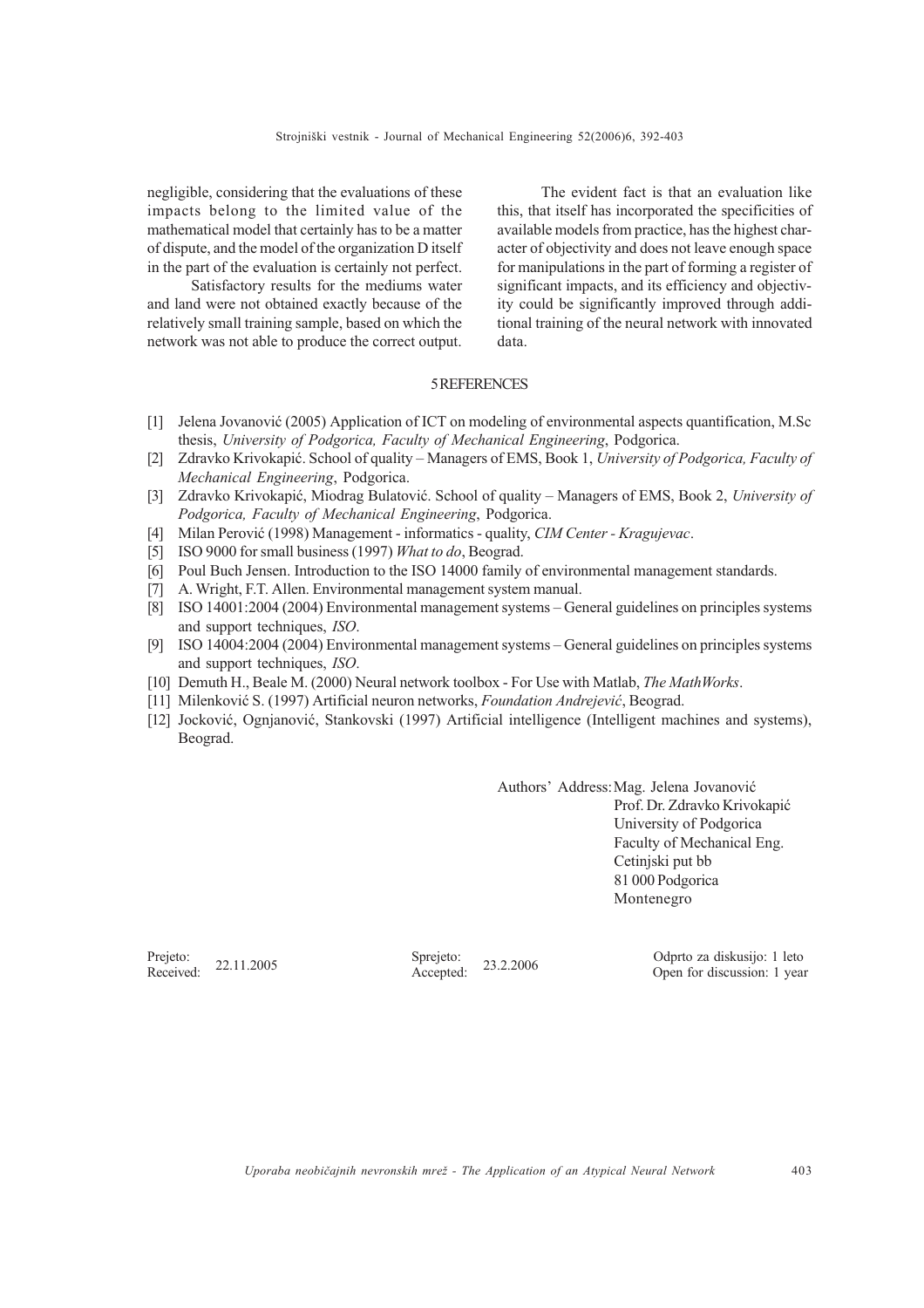negligible, considering that the evaluations of these impacts belong to the limited value of the mathematical model that certainly has to be a matter of dispute, and the model of the organization D itself in the part of the evaluation is certainly not perfect.

Satisfactory results for the mediums water and land were not obtained exactly because of the relatively small training sample, based on which the network was not able to produce the correct output.

The evident fact is that an evaluation like this, that itself has incorporated the specificities of available models from practice, has the highest character of objectivity and does not leave enough space for manipulations in the part of forming a register of significant impacts, and its efficiency and objectivity could be significantly improved through additional training of the neural network with innovated data.

## 5 REFERENCES

[1] Jelena Jovanović (2005) Application of ICT on modeling of environmental aspects quantification, M.Sc thesis, *University of Podgorica, Faculty of Mechanical Engineering*, Podgorica.

[2] Zdravko Krivokapić. School of quality – Managers of EMS, Book 1, *University of Podgorica, Faculty of Mechanical Engineering*, Podgorica.

[3] Zdravko Krivokapić, Miodrag Bulatović. School of quality – Managers of EMS, Book 2, *University of Podgorica, Faculty of Mechanical Engineering*, Podgorica.

[4] Milan Perović (1998) Management - informatics - quality, *CIM Center - Kragujevac*.

[5] ISO 9000 for small business (1997) *What to do*, Beograd.

[6] Poul Buch Jensen. Introduction to the ISO 14000 family of environmental management standards.

[7] A. Wright, F.T. Allen. Environmental management system manual.

[8] ISO 14001:2004 (2004) Environmental management systems – General guidelines on principles systems and support techniques, *ISO*.

[9] ISO 14004:2004 (2004) Environmental management systems – General guidelines on principles systems and support techniques, *ISO*.

[10] Demuth H., Beale M. (2000) Neural network toolbox - For Use with Matlab, *The MathWorks*.

[11] Milenković S. (1997) Artificial neuron networks, *Foundation Andrejević*, Beograd.

[12] Jocković, Ognjanović, Stankovski (1997) Artificial intelligence (Intelligent machines and systems), Beograd.

Authors' Address: Mag. Jelena Jovanović
Prof. Dr. Zdravko Krivokapić
University of Podgorica
Faculty of Mechanical Eng.
Cetinjski put bb
81 000 Podgorica
Montenegro

Prejeto: / Received: 22.11.2005

Sprejeto: / Accepted: 23.2.2006

Odprto za diskusijo: 1 leto / Open for discussion: 1 year